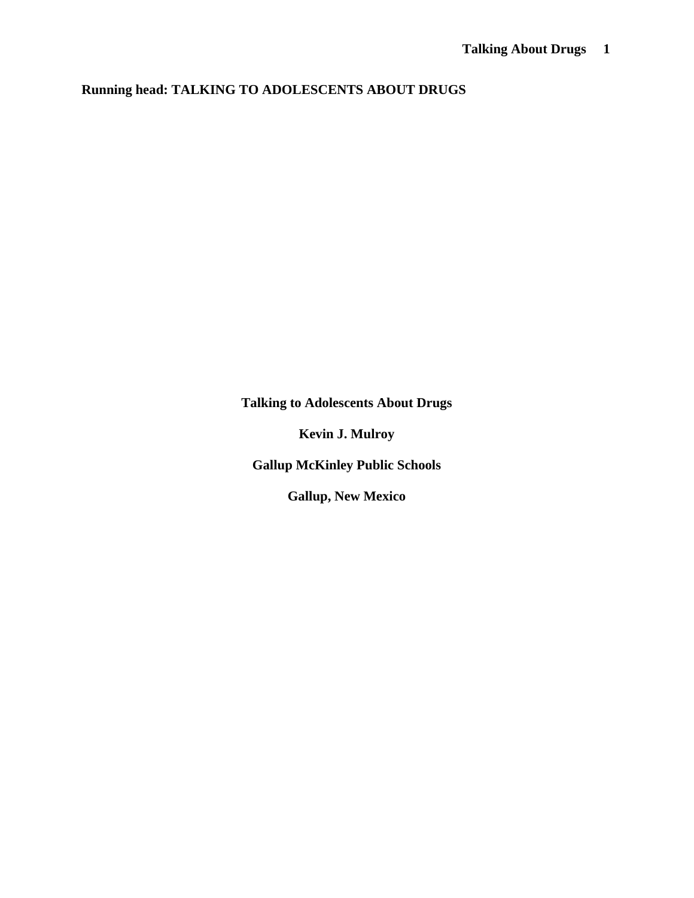**Running head: TALKING TO ADOLESCENTS ABOUT DRUGS**

**Talking to Adolescents About Drugs**

**Kevin J. Mulroy**

**Gallup McKinley Public Schools**

**Gallup, New Mexico**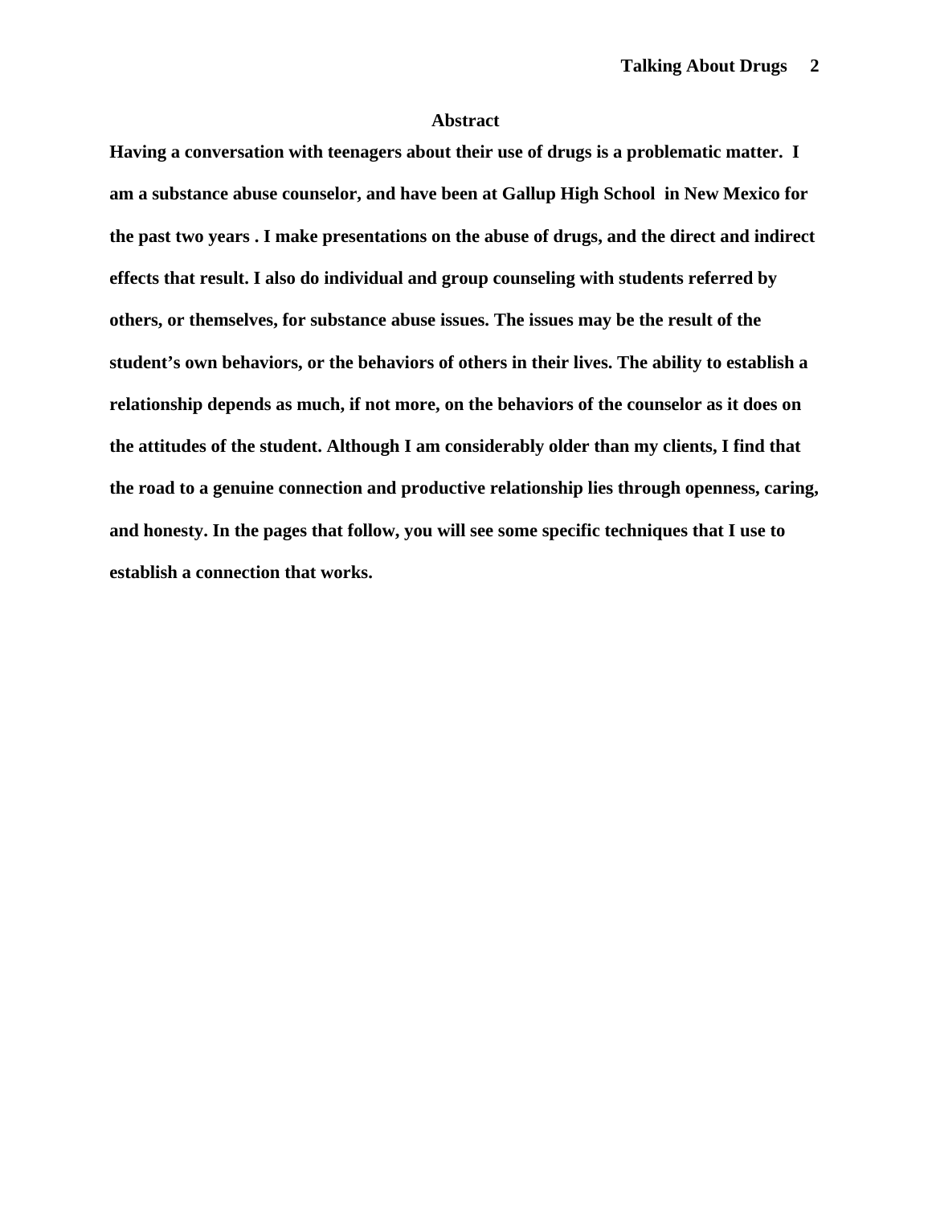## Abstract

**Having a conversation with teenagers about their use of drugs is a problematic matter. I am a substance abuse counselor, and have been at Gallup High School in New Mexico for the past two years . I make presentations on the abuse of drugs, and the direct and indirect effects that result. I also do individual and group counseling with students referred by others, or themselves, for substance abuse issues. The issues may be the result of the student's own behaviors, or the behaviors of others in their lives. The ability to establish a relationship depends as much, if not more, on the behaviors of the counselor as it does on the attitudes of the student. Although I am considerably older than my clients, I find that the road to a genuine connection and productive relationship lies through openness, caring, and honesty. In the pages that follow, you will see some specific techniques that I use to establish a connection that works.**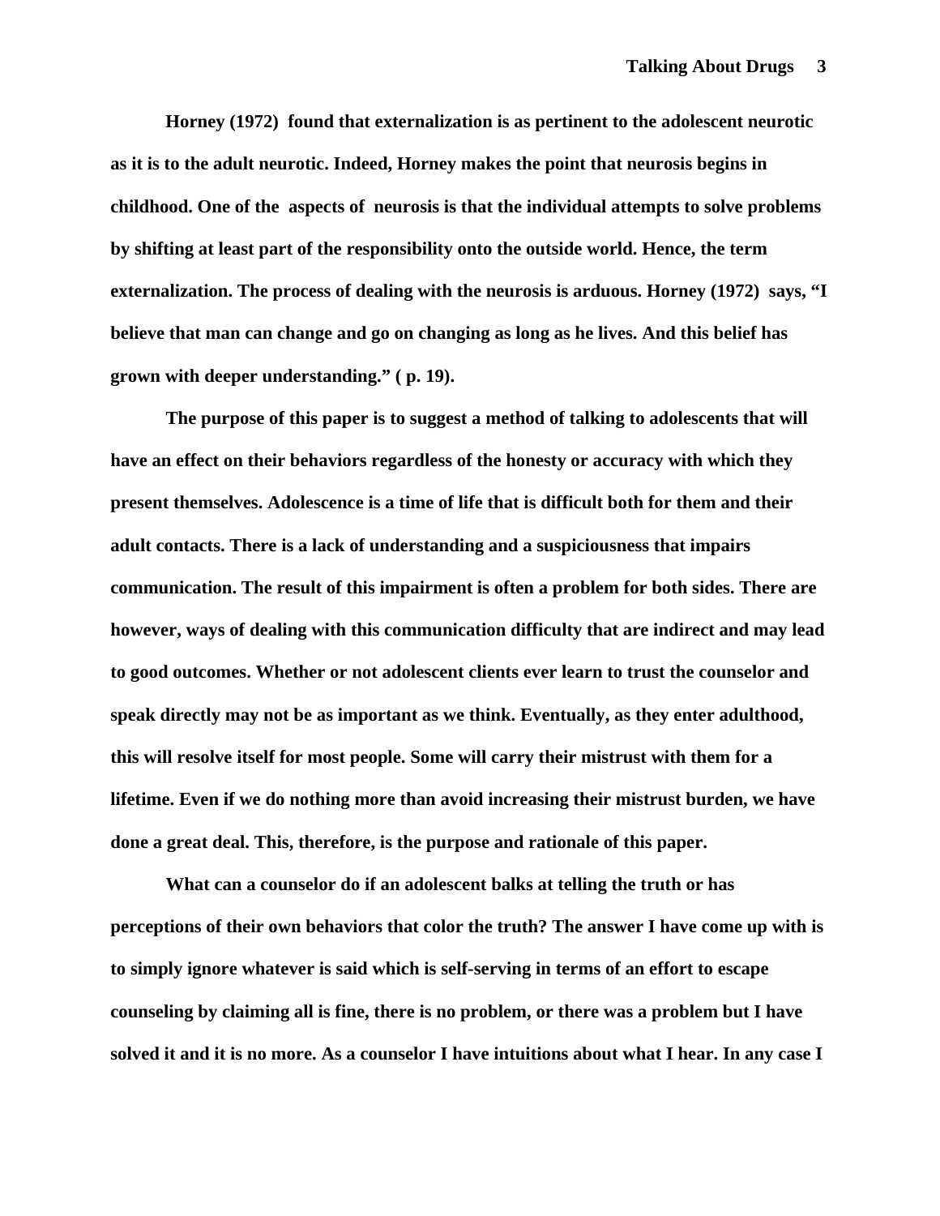Horney (1972) found that externalization is as pertinent to the adolescent neurotic as it is to the adult neurotic. Indeed, Horney makes the point that neurosis begins in childhood. One of the aspects of neurosis is that the individual attempts to solve problems by shifting at least part of the responsibility onto the outside world. Hence, the term externalization. The process of dealing with the neurosis is arduous. Horney (1972) says, "I believe that man can change and go on changing as long as he lives. And this belief has grown with deeper understanding." ( p. 19).

The purpose of this paper is to suggest a method of talking to adolescents that will have an effect on their behaviors regardless of the honesty or accuracy with which they present themselves. Adolescence is a time of life that is difficult both for them and their adult contacts. There is a lack of understanding and a suspiciousness that impairs communication. The result of this impairment is often a problem for both sides. There are however, ways of dealing with this communication difficulty that are indirect and may lead to good outcomes. Whether or not adolescent clients ever learn to trust the counselor and speak directly may not be as important as we think. Eventually, as they enter adulthood, this will resolve itself for most people. Some will carry their mistrust with them for a lifetime. Even if we do nothing more than avoid increasing their mistrust burden, we have done a great deal. This, therefore, is the purpose and rationale of this paper.

What can a counselor do if an adolescent balks at telling the truth or has perceptions of their own behaviors that color the truth? The answer I have come up with is to simply ignore whatever is said which is self-serving in terms of an effort to escape counseling by claiming all is fine, there is no problem, or there was a problem but I have solved it and it is no more. As a counselor I have intuitions about what I hear. In any case I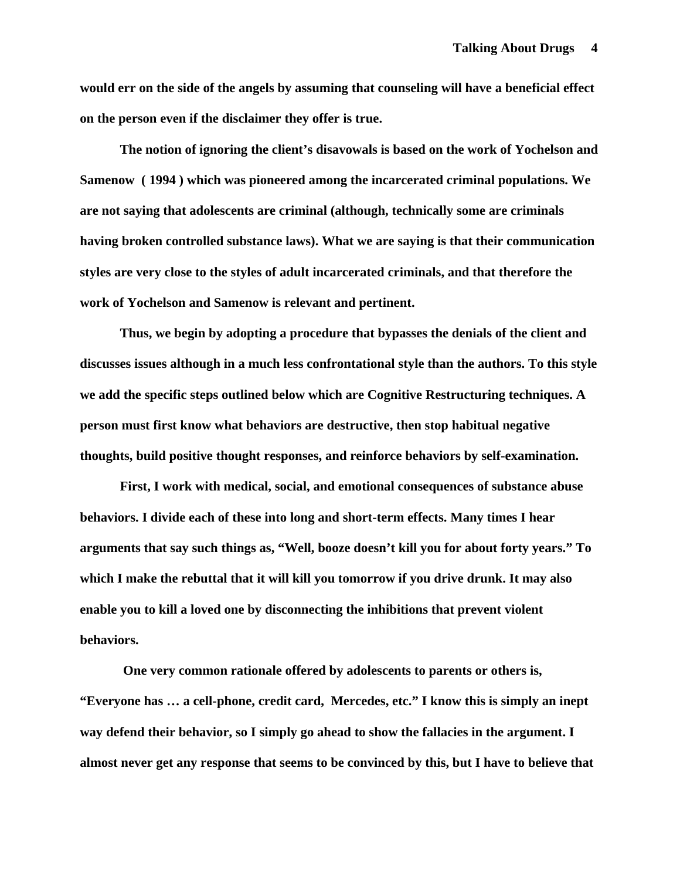would err on the side of the angels by assuming that counseling will have a beneficial effect on the person even if the disclaimer they offer is true.

The notion of ignoring the client's disavowals is based on the work of Yochelson and Samenow ( 1994 ) which was pioneered among the incarcerated criminal populations. We are not saying that adolescents are criminal (although, technically some are criminals having broken controlled substance laws). What we are saying is that their communication styles are very close to the styles of adult incarcerated criminals, and that therefore the work of Yochelson and Samenow is relevant and pertinent.

Thus, we begin by adopting a procedure that bypasses the denials of the client and discusses issues although in a much less confrontational style than the authors. To this style we add the specific steps outlined below which are Cognitive Restructuring techniques. A person must first know what behaviors are destructive, then stop habitual negative thoughts, build positive thought responses, and reinforce behaviors by self-examination.

First, I work with medical, social, and emotional consequences of substance abuse behaviors. I divide each of these into long and short-term effects. Many times I hear arguments that say such things as, "Well, booze doesn't kill you for about forty years." To which I make the rebuttal that it will kill you tomorrow if you drive drunk. It may also enable you to kill a loved one by disconnecting the inhibitions that prevent violent behaviors.

One very common rationale offered by adolescents to parents or others is, "Everyone has … a cell-phone, credit card, Mercedes, etc." I know this is simply an inept way defend their behavior, so I simply go ahead to show the fallacies in the argument. I almost never get any response that seems to be convinced by this, but I have to believe that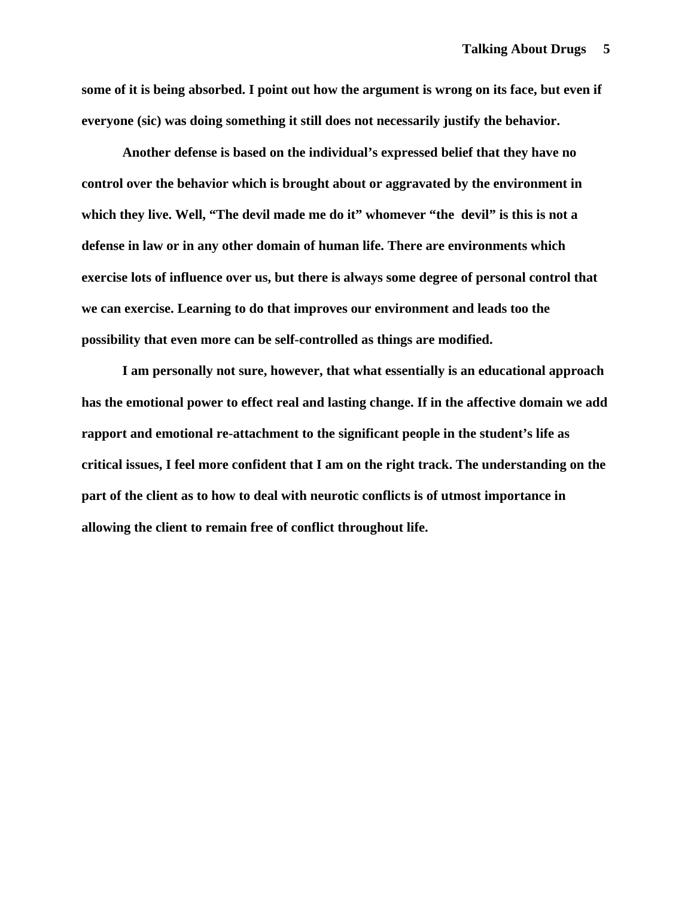**some of it is being absorbed. I point out how the argument is wrong on its face, but even if everyone (sic) was doing something it still does not necessarily justify the behavior.**

**Another defense is based on the individual's expressed belief that they have no control over the behavior which is brought about or aggravated by the environment in which they live. Well, "The devil made me do it" whomever "the devil" is this is not a defense in law or in any other domain of human life. There are environments which exercise lots of influence over us, but there is always some degree of personal control that we can exercise. Learning to do that improves our environment and leads too the possibility that even more can be self-controlled as things are modified.**

**I am personally not sure, however, that what essentially is an educational approach has the emotional power to effect real and lasting change. If in the affective domain we add rapport and emotional re-attachment to the significant people in the student's life as critical issues, I feel more confident that I am on the right track. The understanding on the part of the client as to how to deal with neurotic conflicts is of utmost importance in allowing the client to remain free of conflict throughout life.**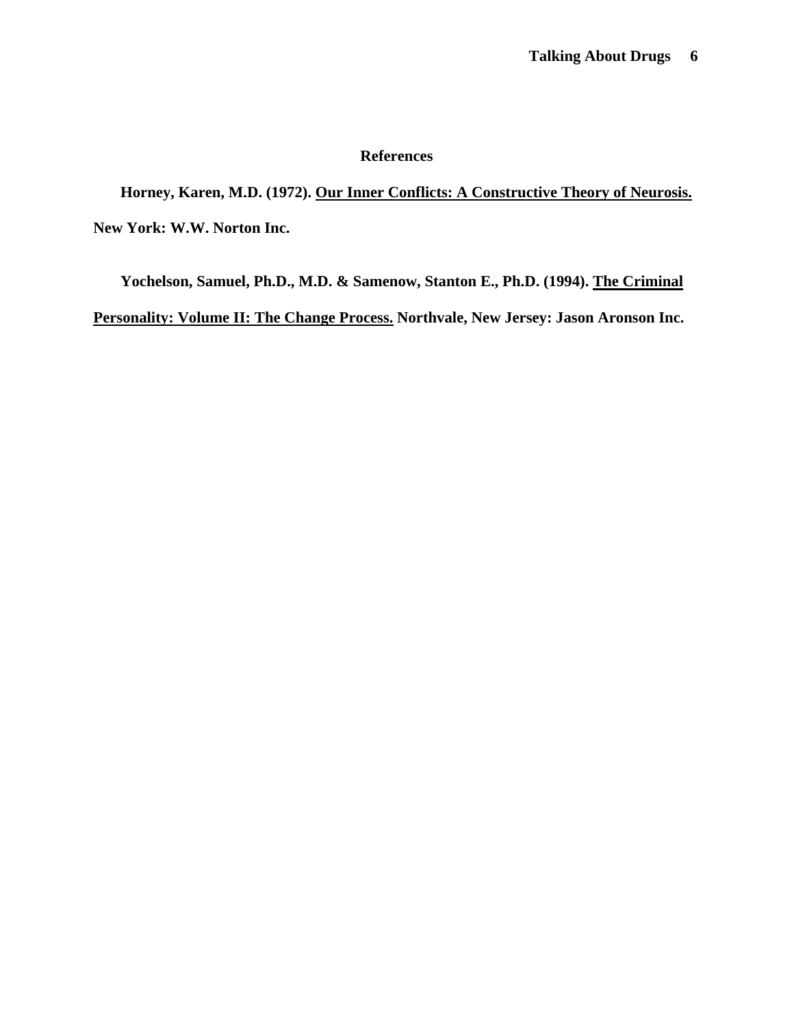## References

**Horney, Karen, M.D. (1972). Our Inner Conflicts: A Constructive Theory of Neurosis. New York: W.W. Norton Inc.**

**Yochelson, Samuel, Ph.D., M.D. & Samenow, Stanton E., Ph.D. (1994). The Criminal Personality: Volume II: The Change Process. Northvale, New Jersey: Jason Aronson Inc.**